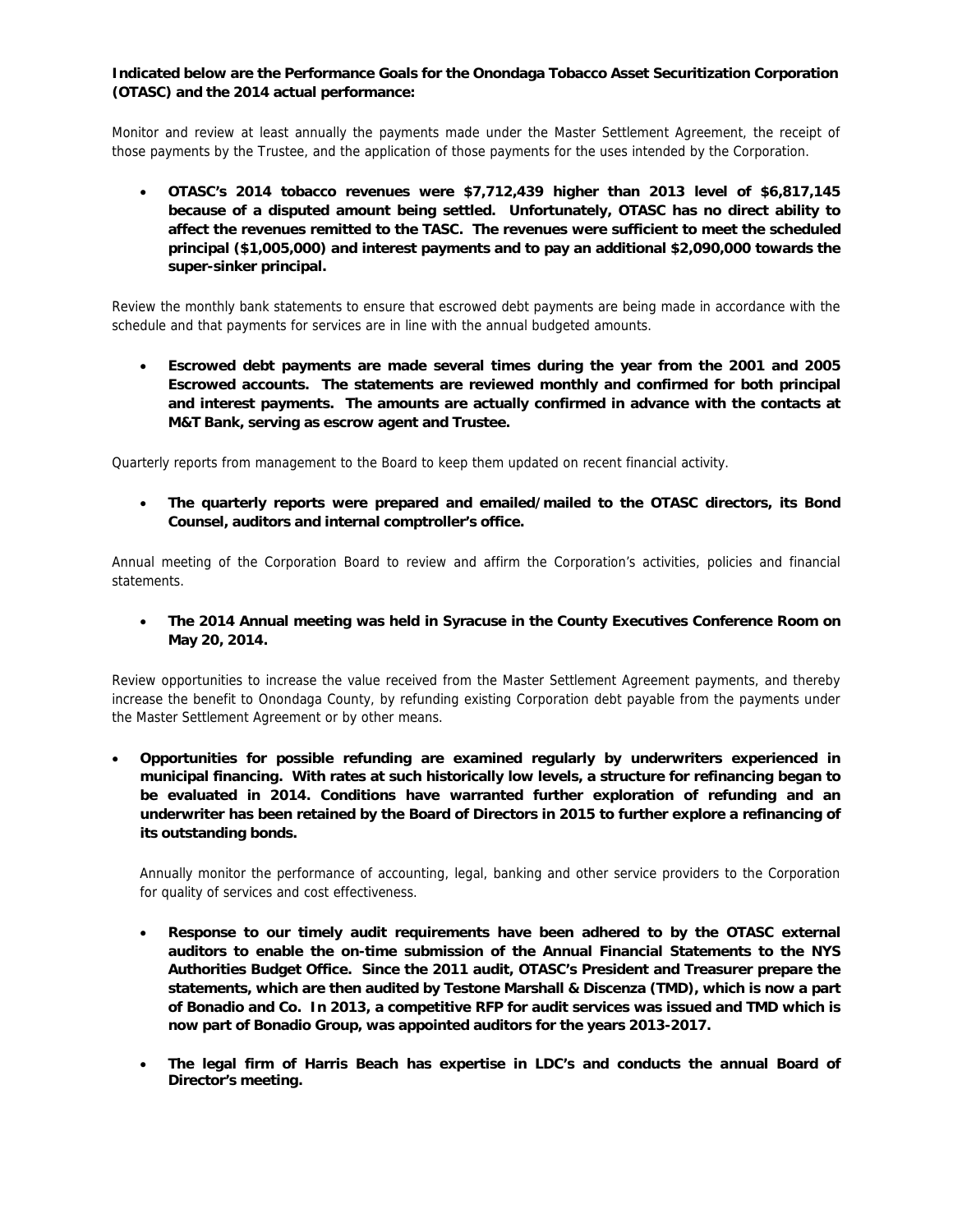**Indicated below are the Performance Goals for the Onondaga Tobacco Asset Securitization Corporation (OTASC) and the 2014 actual performance:**

Monitor and review at least annually the payments made under the Master Settlement Agreement, the receipt of those payments by the Trustee, and the application of those payments for the uses intended by the Corporation.

- **OTASC's 2014 tobacco revenues were $7,712,439 higher than 2013 level of $6,817,145 because of a disputed amount being settled. Unfortunately, OTASC has no direct ability to affect the revenues remitted to the TASC. The revenues were sufficient to meet the scheduled principal ($1,005,000) and interest payments and to pay an additional $2,090,000 towards the super-sinker principal.**

Review the monthly bank statements to ensure that escrowed debt payments are being made in accordance with the schedule and that payments for services are in line with the annual budgeted amounts.

- **Escrowed debt payments are made several times during the year from the 2001 and 2005 Escrowed accounts. The statements are reviewed monthly and confirmed for both principal and interest payments. The amounts are actually confirmed in advance with the contacts at M&T Bank, serving as escrow agent and Trustee.**

Quarterly reports from management to the Board to keep them updated on recent financial activity.

- **The quarterly reports were prepared and emailed/mailed to the OTASC directors, its Bond Counsel, auditors and internal comptroller's office.**

Annual meeting of the Corporation Board to review and affirm the Corporation's activities, policies and financial statements.

- **The 2014 Annual meeting was held in Syracuse in the County Executives Conference Room on May 20, 2014.**

Review opportunities to increase the value received from the Master Settlement Agreement payments, and thereby increase the benefit to Onondaga County, by refunding existing Corporation debt payable from the payments under the Master Settlement Agreement or by other means.

- **Opportunities for possible refunding are examined regularly by underwriters experienced in municipal financing. With rates at such historically low levels, a structure for refinancing began to be evaluated in 2014. Conditions have warranted further exploration of refunding and an underwriter has been retained by the Board of Directors in 2015 to further explore a refinancing of its outstanding bonds.**

Annually monitor the performance of accounting, legal, banking and other service providers to the Corporation for quality of services and cost effectiveness.

- **Response to our timely audit requirements have been adhered to by the OTASC external auditors to enable the on-time submission of the Annual Financial Statements to the NYS Authorities Budget Office. Since the 2011 audit, OTASC's President and Treasurer prepare the statements, which are then audited by Testone Marshall & Discenza (TMD), which is now a part of Bonadio and Co. In 2013, a competitive RFP for audit services was issued and TMD which is now part of Bonadio Group, was appointed auditors for the years 2013-2017.**

- **The legal firm of Harris Beach has expertise in LDC's and conducts the annual Board of Director's meeting.**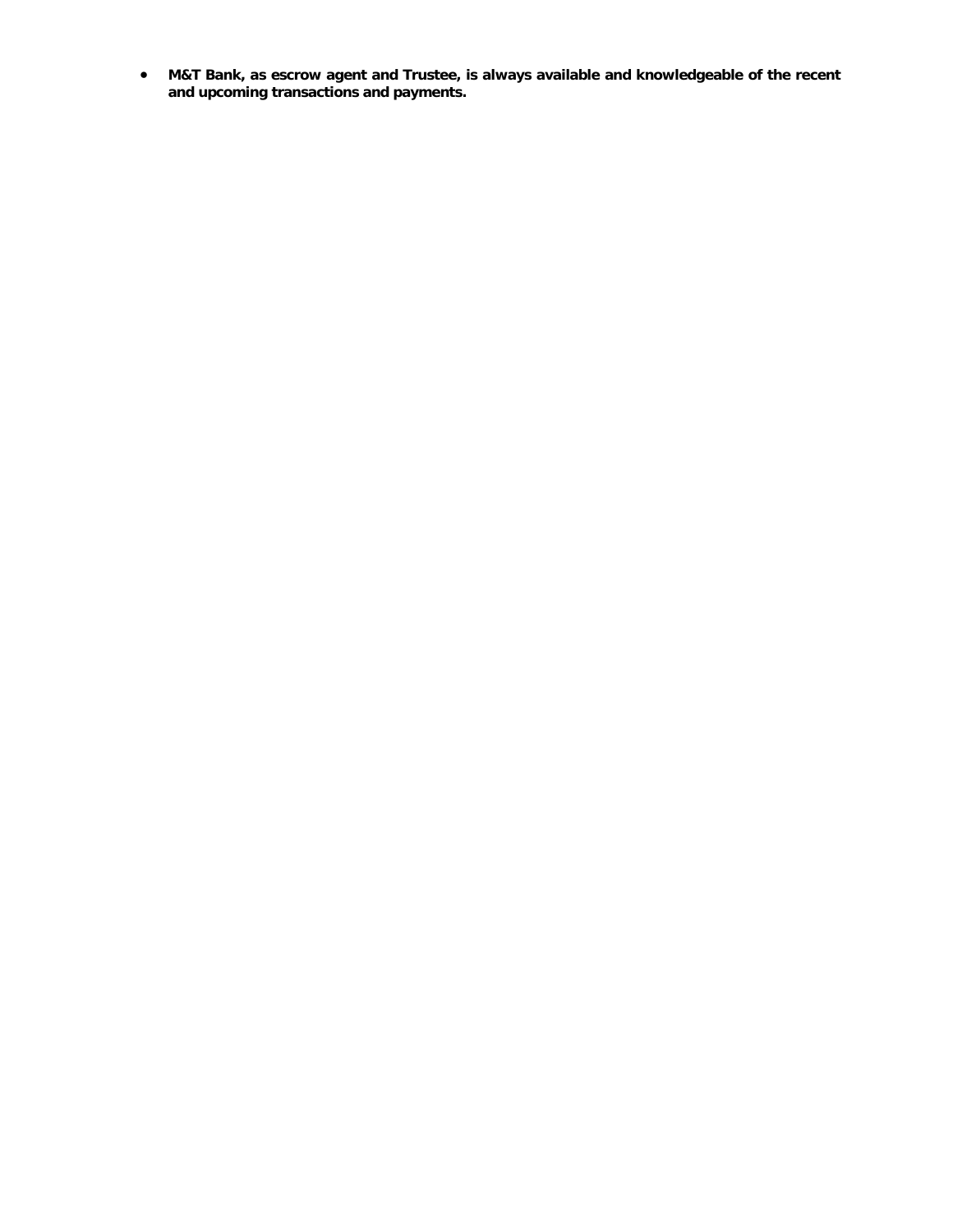- **M&T Bank, as escrow agent and Trustee, is always available and knowledgeable of the recent and upcoming transactions and payments.**